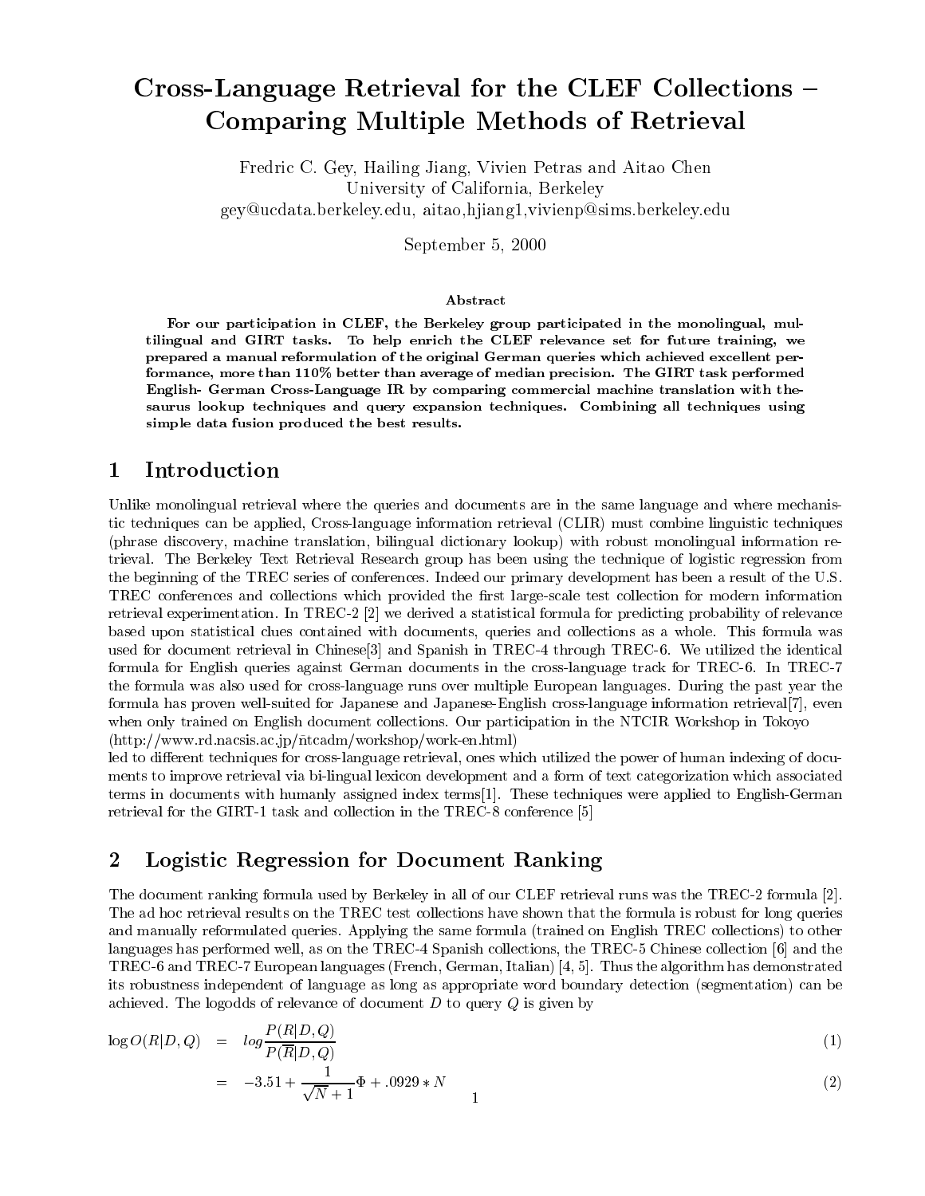# Cross-Language Retrieval for the CLEF Collections – Comparing Multiple Methods of Retrieval

Fredric C. Gey, Hailing Jiang, Vivien Petras and Aitao Chen
University of California, Berkeley
gey@ucdata.berkeley.edu, aitao,hjiang1,vivienp@sims.berkeley.edu

September 5, 2000

### Abstract

**For our participation in CLEF, the Berkeley group participated in the monolingual, multilingual and GIRT tasks. To help enrich the CLEF relevance set for future training, we prepared a manual reformulation of the original German queries which achieved excellent performance, more than 110% better than average of median precision. The GIRT task performed English- German Cross-Language IR by comparing commercial machine translation with thesaurus lookup techniques and query expansion techniques. Combining all techniques using simple data fusion produced the best results.**

## 1 Introduction

Unlike monolingual retrieval where the queries and documents are in the same language and where mechanistic techniques can be applied, Cross-language information retrieval (CLIR) must combine linguistic techniques (phrase discovery, machine translation, bilingual dictionary lookup) with robust monolingual information retrieval. The Berkeley Text Retrieval Research group has been using the technique of logistic regression from the beginning of the TREC series of conferences. Indeed our primary development has been a result of the U.S. TREC conferences and collections which provided the first large-scale test collection for modern information retrieval experimentation. In TREC-2 [2] we derived a statistical formula for predicting probability of relevance based upon statistical clues contained with documents, queries and collections as a whole. This formula was used for document retrieval in Chinese[3] and Spanish in TREC-4 through TREC-6. We utilized the identical formula for English queries against German documents in the cross-language track for TREC-6. In TREC-7 the formula was also used for cross-language runs over multiple European languages. During the past year the formula has proven well-suited for Japanese and Japanese-English cross-language information retrieval[7], even when only trained on English document collections. Our participation in the NTCIR Workshop in Tokoyo (http://www.rd.nacsis.ac.jp/ñtcadm/workshop/work-en.html)
led to different techniques for cross-language retrieval, ones which utilized the power of human indexing of documents to improve retrieval via bi-lingual lexicon development and a form of text categorization which associated terms in documents with humanly assigned index terms[1]. These techniques were applied to English-German retrieval for the GIRT-1 task and collection in the TREC-8 conference [5]

## 2 Logistic Regression for Document Ranking

The document ranking formula used by Berkeley in all of our CLEF retrieval runs was the TREC-2 formula [2]. The ad hoc retrieval results on the TREC test collections have shown that the formula is robust for long queries and manually reformulated queries. Applying the same formula (trained on English TREC collections) to other languages has performed well, as on the TREC-4 Spanish collections, the TREC-5 Chinese collection [6] and the TREC-6 and TREC-7 European languages (French, German, Italian) [4, 5]. Thus the algorithm has demonstrated its robustness independent of language as long as appropriate word boundary detection (segmentation) can be achieved. The logodds of relevance of document $D$ to query $Q$ is given by

$$\log O(R|D,Q) = log\frac{P(R|D,Q)}{P(\overline{R}|D,Q)} \quad (1)$$

$$= -3.51 + \frac{1}{\sqrt{N}+1}\Phi + .0929 * N \quad (2)$$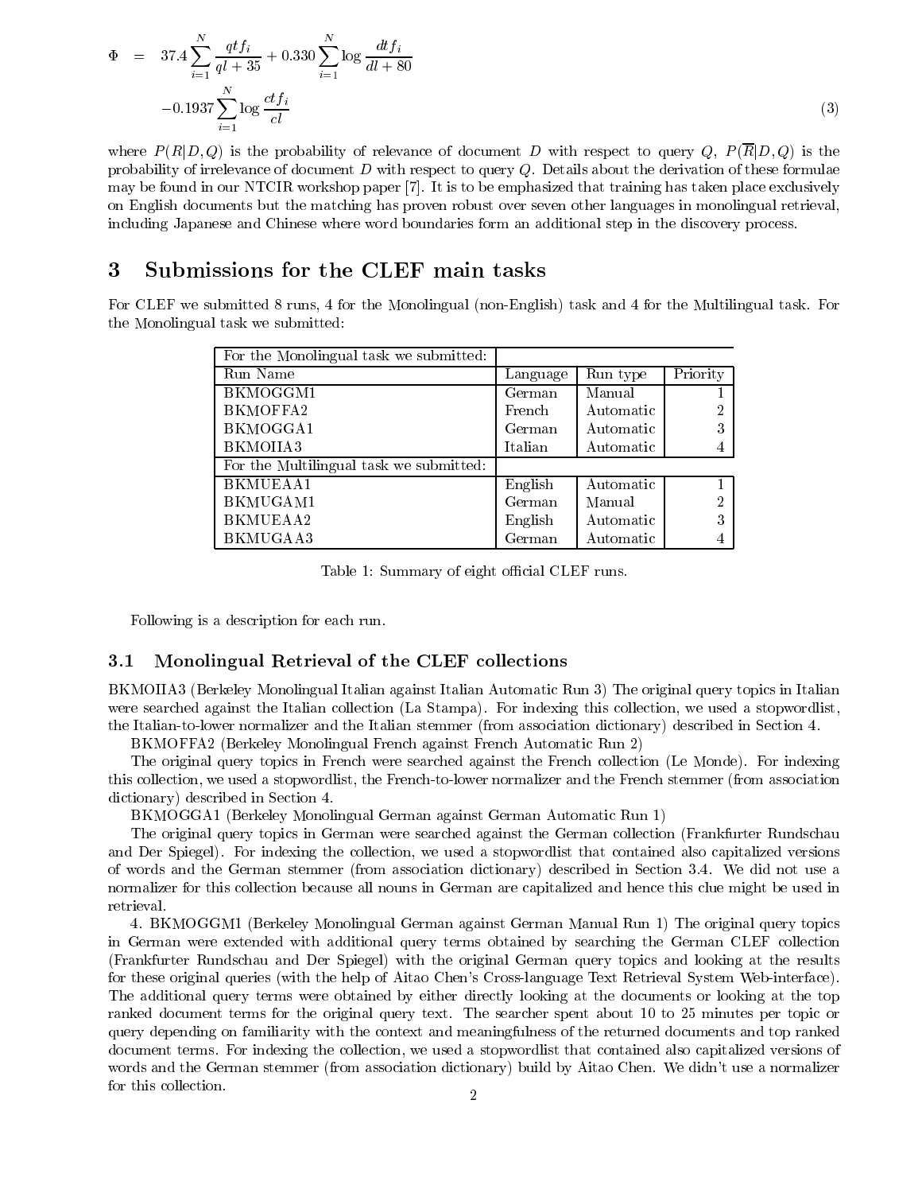$$
\begin{aligned}
\Phi &= 37.4 \sum_{i=1}^{N} \frac{qtf_i}{ql+35} + 0.330 \sum_{i=1}^{N} \log \frac{dtf_i}{dl+80} \\
&\quad -0.1937 \sum_{i=1}^{N} \log \frac{ctf_i}{cl}
\end{aligned} \tag{3}
$$

where $P(R|D,Q)$ is the probability of relevance of document $D$ with respect to query $Q$, $P(\overline{R}|D,Q)$ is the probability of irrelevance of document $D$ with respect to query $Q$. Details about the derivation of these formulae may be found in our NTCIR workshop paper [7]. It is to be emphasized that training has taken place exclusively on English documents but the matching has proven robust over seven other languages in monolingual retrieval, including Japanese and Chinese where word boundaries form an additional step in the discovery process.

# 3 Submissions for the CLEF main tasks

For CLEF we submitted 8 runs, 4 for the Monolingual (non-English) task and 4 for the Multilingual task. For the Monolingual task we submitted:

| For the Monolingual task we submitted: | | | |
|---|---|---|---|
| Run Name | Language | Run type | Priority |
| BKMOGGM1 | German | Manual | 1 |
| BKMOFFA2 | French | Automatic | 2 |
| BKMOGGA1 | German | Automatic | 3 |
| BKMOIIA3 | Italian | Automatic | 4 |
| For the Multilingual task we submitted: | | | |
| BKMUEAA1 | English | Automatic | 1 |
| BKMUGAM1 | German | Manual | 2 |
| BKMUEAA2 | English | Automatic | 3 |
| BKMUGAA3 | German | Automatic | 4 |

Table 1: Summary of eight official CLEF runs.

Following is a description for each run.

## 3.1 Monolingual Retrieval of the CLEF collections

BKMOIIA3 (Berkeley Monolingual Italian against Italian Automatic Run 3) The original query topics in Italian were searched against the Italian collection (La Stampa). For indexing this collection, we used a stopwordlist, the Italian-to-lower normalizer and the Italian stemmer (from association dictionary) described in Section 4.

BKMOFFA2 (Berkeley Monolingual French against French Automatic Run 2)

The original query topics in French were searched against the French collection (Le Monde). For indexing this collection, we used a stopwordlist, the French-to-lower normalizer and the French stemmer (from association dictionary) described in Section 4.

BKMOGGA1 (Berkeley Monolingual German against German Automatic Run 1)

The original query topics in German were searched against the German collection (Frankfurter Rundschau and Der Spiegel). For indexing the collection, we used a stopwordlist that contained also capitalized versions of words and the German stemmer (from association dictionary) described in Section 3.4. We did not use a normalizer for this collection because all nouns in German are capitalized and hence this clue might be used in retrieval.

4. BKMOGGM1 (Berkeley Monolingual German against German Manual Run 1) The original query topics in German were extended with additional query terms obtained by searching the German CLEF collection (Frankfurter Rundschau and Der Spiegel) with the original German query topics and looking at the results for these original queries (with the help of Aitao Chen's Cross-language Text Retrieval System Web-interface). The additional query terms were obtained by either directly looking at the documents or looking at the top ranked document terms for the original query text. The searcher spent about 10 to 25 minutes per topic or query depending on familiarity with the context and meaningfulness of the returned documents and top ranked document terms. For indexing the collection, we used a stopwordlist that contained also capitalized versions of words and the German stemmer (from association dictionary) build by Aitao Chen. We didn't use a normalizer for this collection.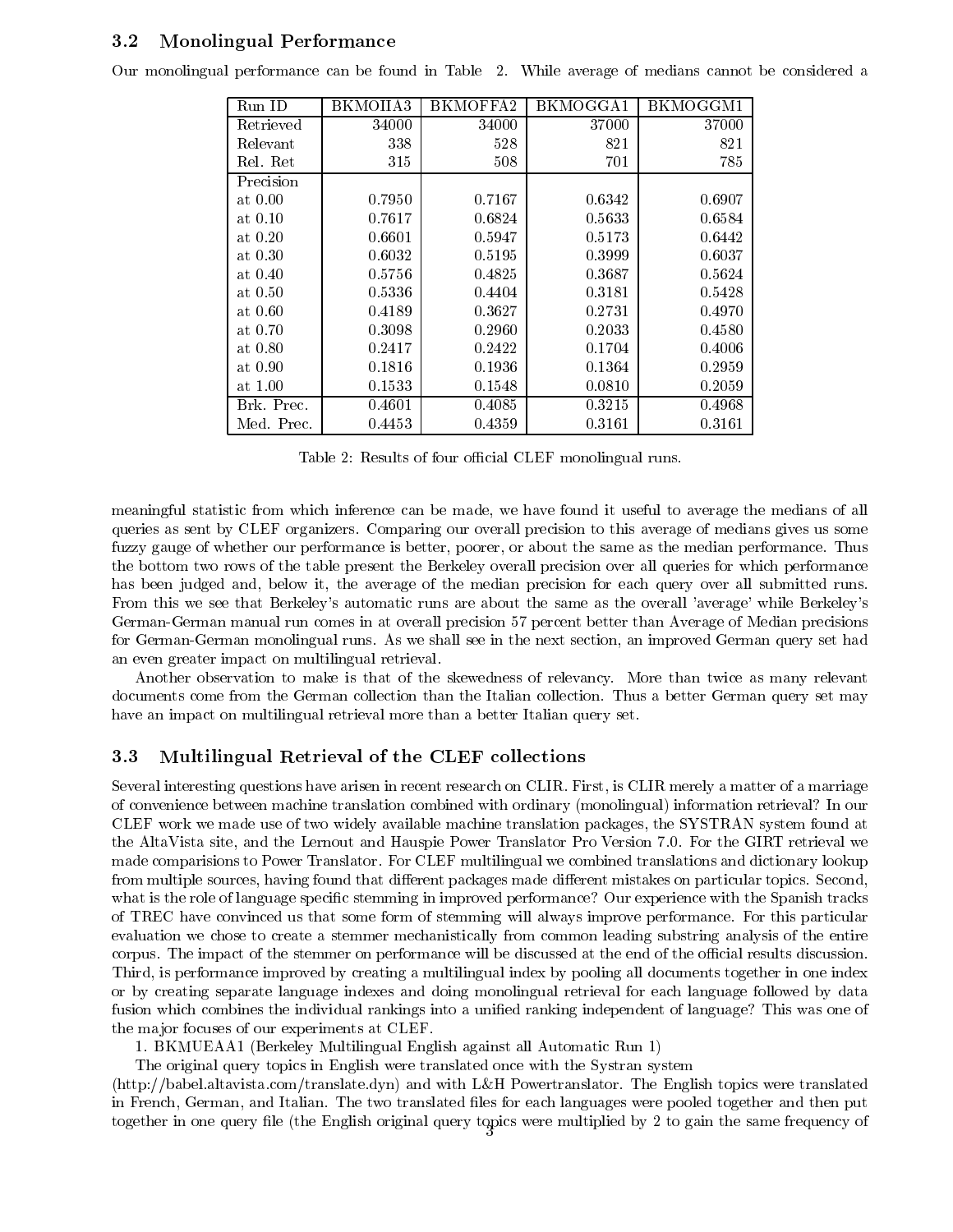## 3.2 Monolingual Performance

Our monolingual performance can be found in Table 2. While average of medians cannot be considered a meaningful statistic from which inference can be made, we have found it useful to average the medians of all queries as sent by CLEF organizers. Comparing our overall precision to this average of medians gives us some fuzzy gauge of whether our performance is better, poorer, or about the same as the median performance. Thus the bottom two rows of the table present the Berkeley overall precision over all queries for which performance has been judged and, below it, the average of the median precision for each query over all submitted runs. From this we see that Berkeley's automatic runs are about the same as the overall 'average' while Berkeley's German-German manual run comes in at overall precision 57 percent better than Average of Median precisions for German-German monolingual runs. As we shall see in the next section, an improved German query set had an even greater impact on multilingual retrieval.

| Run ID | BKMOIIA3 | BKMOFFA2 | BKMOGGA1 | BKMOGGM1 |
|---|---|---|---|---|
| Retrieved | 34000 | 34000 | 37000 | 37000 |
| Relevant | 338 | 528 | 821 | 821 |
| Rel. Ret | 315 | 508 | 701 | 785 |
| Precision | | | | |
| at 0.00 | 0.7950 | 0.7167 | 0.6342 | 0.6907 |
| at 0.10 | 0.7617 | 0.6824 | 0.5633 | 0.6584 |
| at 0.20 | 0.6601 | 0.5947 | 0.5173 | 0.6442 |
| at 0.30 | 0.6032 | 0.5195 | 0.3999 | 0.6037 |
| at 0.40 | 0.5756 | 0.4825 | 0.3687 | 0.5624 |
| at 0.50 | 0.5336 | 0.4404 | 0.3181 | 0.5428 |
| at 0.60 | 0.4189 | 0.3627 | 0.2731 | 0.4970 |
| at 0.70 | 0.3098 | 0.2960 | 0.2033 | 0.4580 |
| at 0.80 | 0.2417 | 0.2422 | 0.1704 | 0.4006 |
| at 0.90 | 0.1816 | 0.1936 | 0.1364 | 0.2959 |
| at 1.00 | 0.1533 | 0.1548 | 0.0810 | 0.2059 |
| Brk. Prec. | 0.4601 | 0.4085 | 0.3215 | 0.4968 |
| Med. Prec. | 0.4453 | 0.4359 | 0.3161 | 0.3161 |

Table 2: Results of four official CLEF monolingual runs.

Another observation to make is that of the skewedness of relevancy. More than twice as many relevant documents come from the German collection than the Italian collection. Thus a better German query set may have an impact on multilingual retrieval more than a better Italian query set.

## 3.3 Multilingual Retrieval of the CLEF collections

Several interesting questions have arisen in recent research on CLIR. First, is CLIR merely a matter of a marriage of convenience between machine translation combined with ordinary (monolingual) information retrieval? In our CLEF work we made use of two widely available machine translation packages, the SYSTRAN system found at the AltaVista site, and the Lernout and Hauspie Power Translator Pro Version 7.0. For the GIRT retrieval we made comparisions to Power Translator. For CLEF multilingual we combined translations and dictionary lookup from multiple sources, having found that different packages made different mistakes on particular topics. Second, what is the role of language specific stemming in improved performance? Our experience with the Spanish tracks of TREC have convinced us that some form of stemming will always improve performance. For this particular evaluation we chose to create a stemmer mechanistically from common leading substring analysis of the entire corpus. The impact of the stemmer on performance will be discussed at the end of the official results discussion. Third, is performance improved by creating a multilingual index by pooling all documents together in one index or by creating separate language indexes and doing monolingual retrieval for each language followed by data fusion which combines the individual rankings into a unified ranking independent of language? This was one of the major focuses of our experiments at CLEF.

1. BKMUEAA1 (Berkeley Multilingual English against all Automatic Run 1)

The original query topics in English were translated once with the Systran system (http://babel.altavista.com/translate.dyn) and with L&H Powertranslator. The English topics were translated in French, German, and Italian. The two translated files for each languages were pooled together and then put together in one query file (the English original query topics were multiplied by 2 to gain the same frequency of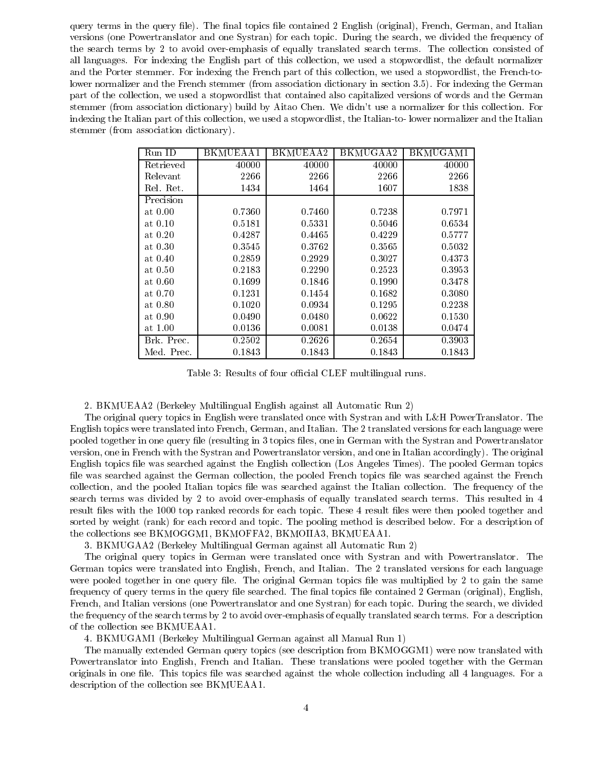query terms in the query file). The final topics file contained 2 English (original), French, German, and Italian versions (one Powertranslator and one Systran) for each topic. During the search, we divided the frequency of the search terms by 2 to avoid over-emphasis of equally translated search terms. The collection consisted of all languages. For indexing the English part of this collection, we used a stopwordlist, the default normalizer and the Porter stemmer. For indexing the French part of this collection, we used a stopwordlist, the French-to-lower normalizer and the French stemmer (from association dictionary in section 3.5). For indexing the German part of the collection, we used a stopwordlist that contained also capitalized versions of words and the German stemmer (from association dictionary) build by Aitao Chen. We didn't use a normalizer for this collection. For indexing the Italian part of this collection, we used a stopwordlist, the Italian-to- lower normalizer and the Italian stemmer (from association dictionary).

| Run ID | BKMUEAA1 | BKMUEAA2 | BKMUGAA2 | BKMUGAM1 |
|---|---|---|---|---|
| Retrieved | 40000 | 40000 | 40000 | 40000 |
| Relevant | 2266 | 2266 | 2266 | 2266 |
| Rel. Ret. | 1434 | 1464 | 1607 | 1838 |
| Precision | | | | |
| at 0.00 | 0.7360 | 0.7460 | 0.7238 | 0.7971 |
| at 0.10 | 0.5181 | 0.5331 | 0.5046 | 0.6534 |
| at 0.20 | 0.4287 | 0.4465 | 0.4229 | 0.5777 |
| at 0.30 | 0.3545 | 0.3762 | 0.3565 | 0.5032 |
| at 0.40 | 0.2859 | 0.2929 | 0.3027 | 0.4373 |
| at 0.50 | 0.2183 | 0.2290 | 0.2523 | 0.3953 |
| at 0.60 | 0.1699 | 0.1846 | 0.1990 | 0.3478 |
| at 0.70 | 0.1231 | 0.1454 | 0.1682 | 0.3080 |
| at 0.80 | 0.1020 | 0.0934 | 0.1295 | 0.2238 |
| at 0.90 | 0.0490 | 0.0480 | 0.0622 | 0.1530 |
| at 1.00 | 0.0136 | 0.0081 | 0.0138 | 0.0474 |
| Brk. Prec. | 0.2502 | 0.2626 | 0.2654 | 0.3903 |
| Med. Prec. | 0.1843 | 0.1843 | 0.1843 | 0.1843 |

Table 3: Results of four official CLEF multilingual runs.

2. BKMUEAA2 (Berkeley Multilingual English against all Automatic Run 2)

The original query topics in English were translated once with Systran and with L&H PowerTranslator. The English topics were translated into French, German, and Italian. The 2 translated versions for each language were pooled together in one query file (resulting in 3 topics files, one in German with the Systran and Powertranslator version, one in French with the Systran and Powertranslator version, and one in Italian accordingly). The original English topics file was searched against the English collection (Los Angeles Times). The pooled German topics file was searched against the German collection, the pooled French topics file was searched against the French collection, and the pooled Italian topics file was searched against the Italian collection. The frequency of the search terms was divided by 2 to avoid over-emphasis of equally translated search terms. This resulted in 4 result files with the 1000 top ranked records for each topic. These 4 result files were then pooled together and sorted by weight (rank) for each record and topic. The pooling method is described below. For a description of the collections see BKMOGGM1, BKMOFFA2, BKMOIIA3, BKMUEAA1.

3. BKMUGAA2 (Berkeley Multilingual German against all Automatic Run 2)

The original query topics in German were translated once with Systran and with Powertranslator. The German topics were translated into English, French, and Italian. The 2 translated versions for each language were pooled together in one query file. The original German topics file was multiplied by 2 to gain the same frequency of query terms in the query file searched. The final topics file contained 2 German (original), English, French, and Italian versions (one Powertranslator and one Systran) for each topic. During the search, we divided the frequency of the search terms by 2 to avoid over-emphasis of equally translated search terms. For a description of the collection see BKMUEAA1.

4. BKMUGAM1 (Berkeley Multilingual German against all Manual Run 1)

The manually extended German query topics (see description from BKMOGGM1) were now translated with Powertranslator into English, French and Italian. These translations were pooled together with the German originals in one file. This topics file was searched against the whole collection including all 4 languages. For a description of the collection see BKMUEAA1.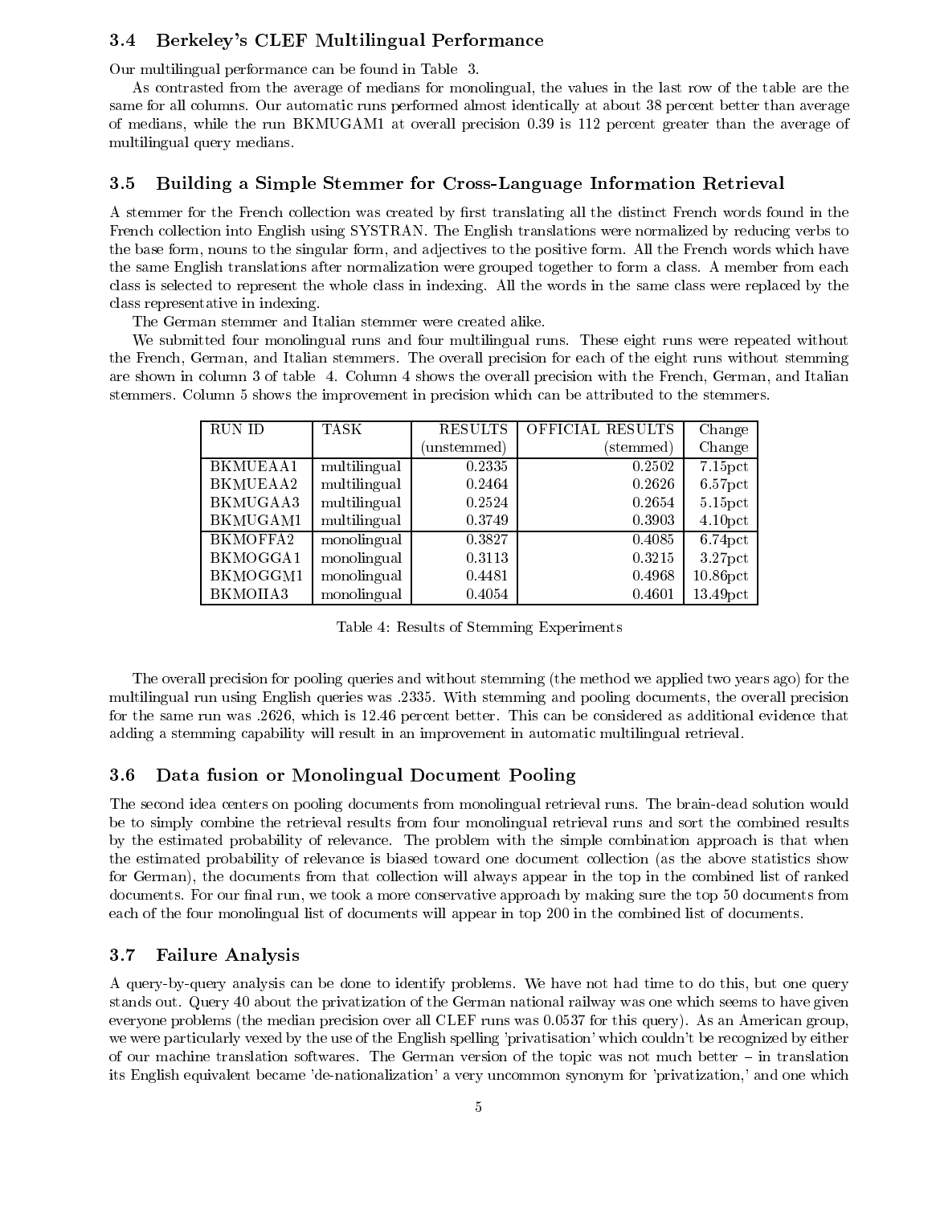### 3.4 Berkeley's CLEF Multilingual Performance

Our multilingual performance can be found in Table 3.

As contrasted from the average of medians for monolingual, the values in the last row of the table are the same for all columns. Our automatic runs performed almost identically at about 38 percent better than average of medians, while the run BKMUGAM1 at overall precision 0.39 is 112 percent greater than the average of multilingual query medians.

### 3.5 Building a Simple Stemmer for Cross-Language Information Retrieval

A stemmer for the French collection was created by first translating all the distinct French words found in the French collection into English using SYSTRAN. The English translations were normalized by reducing verbs to the base form, nouns to the singular form, and adjectives to the positive form. All the French words which have the same English translations after normalization were grouped together to form a class. A member from each class is selected to represent the whole class in indexing. All the words in the same class were replaced by the class representative in indexing.

The German stemmer and Italian stemmer were created alike.

We submitted four monolingual runs and four multilingual runs. These eight runs were repeated without the French, German, and Italian stemmers. The overall precision for each of the eight runs without stemming are shown in column 3 of table 4. Column 4 shows the overall precision with the French, German, and Italian stemmers. Column 5 shows the improvement in precision which can be attributed to the stemmers.

| RUN ID | TASK | RESULTS (unstemmed) | OFFICIAL RESULTS (stemmed) | Change Change |
|---|---|---|---|---|
| BKMUEAA1 | multilingual | 0.2335 | 0.2502 | 7.15pct |
| BKMUEAA2 | multilingual | 0.2464 | 0.2626 | 6.57pct |
| BKMUGAA3 | multilingual | 0.2524 | 0.2654 | 5.15pct |
| BKMUGAM1 | multilingual | 0.3749 | 0.3903 | 4.10pct |
| BKMOFFA2 | monolingual | 0.3827 | 0.4085 | 6.74pct |
| BKMOGGA1 | monolingual | 0.3113 | 0.3215 | 3.27pct |
| BKMOGGM1 | monolingual | 0.4481 | 0.4968 | 10.86pct |
| BKMOIIA3 | monolingual | 0.4054 | 0.4601 | 13.49pct |

Table 4: Results of Stemming Experiments

The overall precision for pooling queries and without stemming (the method we applied two years ago) for the multilingual run using English queries was .2335. With stemming and pooling documents, the overall precision for the same run was .2626, which is 12.46 percent better. This can be considered as additional evidence that adding a stemming capability will result in an improvement in automatic multilingual retrieval.

### 3.6 Data fusion or Monolingual Document Pooling

The second idea centers on pooling documents from monolingual retrieval runs. The brain-dead solution would be to simply combine the retrieval results from four monolingual retrieval runs and sort the combined results by the estimated probability of relevance. The problem with the simple combination approach is that when the estimated probability of relevance is biased toward one document collection (as the above statistics show for German), the documents from that collection will always appear in the top in the combined list of ranked documents. For our final run, we took a more conservative approach by making sure the top 50 documents from each of the four monolingual list of documents will appear in top 200 in the combined list of documents.

### 3.7 Failure Analysis

A query-by-query analysis can be done to identify problems. We have not had time to do this, but one query stands out. Query 40 about the privatization of the German national railway was one which seems to have given everyone problems (the median precision over all CLEF runs was 0.0537 for this query). As an American group, we were particularly vexed by the use of the English spelling 'privatisation' which couldn't be recognized by either of our machine translation softwares. The German version of the topic was not much better – in translation its English equivalent became 'de-nationalization' a very uncommon synonym for 'privatization,' and one which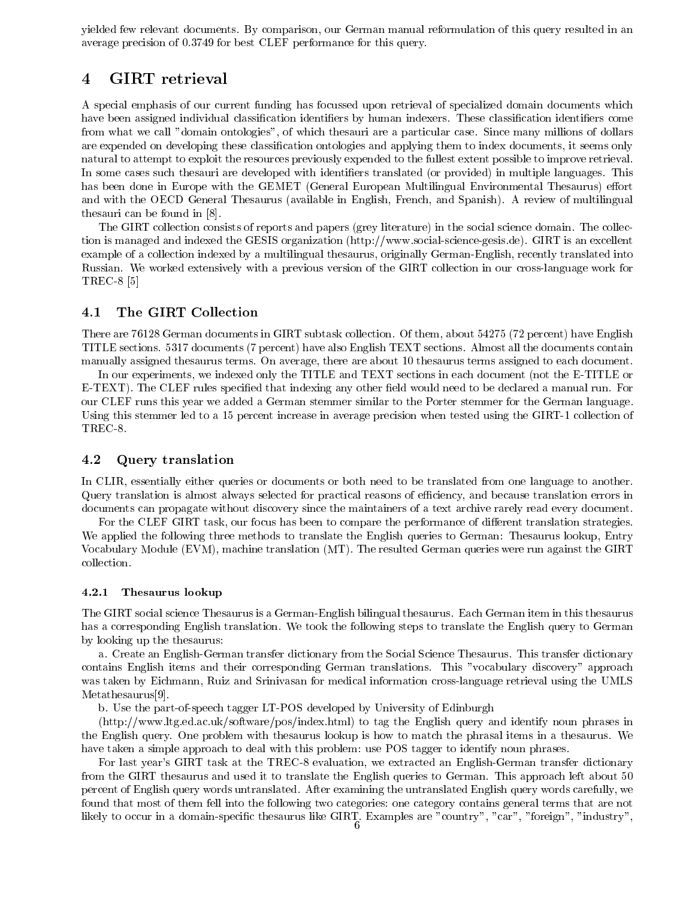yielded few relevant documents. By comparison, our German manual reformulation of this query resulted in an average precision of 0.3749 for best CLEF performance for this query.

# 4 GIRT retrieval

A special emphasis of our current funding has focussed upon retrieval of specialized domain documents which have been assigned individual classification identifiers by human indexers. These classification identifiers come from what we call "domain ontologies", of which thesauri are a particular case. Since many millions of dollars are expended on developing these classification ontologies and applying them to index documents, it seems only natural to attempt to exploit the resources previously expended to the fullest extent possible to improve retrieval. In some cases such thesauri are developed with identifiers translated (or provided) in multiple languages. This has been done in Europe with the GEMET (General European Multilingual Environmental Thesaurus) effort and with the OECD General Thesaurus (available in English, French, and Spanish). A review of multilingual thesauri can be found in [8].

The GIRT collection consists of reports and papers (grey literature) in the social science domain. The collection is managed and indexed the GESIS organization (http://www.social-science-gesis.de). GIRT is an excellent example of a collection indexed by a multilingual thesaurus, originally German-English, recently translated into Russian. We worked extensively with a previous version of the GIRT collection in our cross-language work for TREC-8 [5]

## 4.1 The GIRT Collection

There are 76128 German documents in GIRT subtask collection. Of them, about 54275 (72 percent) have English TITLE sections. 5317 documents (7 percent) have also English TEXT sections. Almost all the documents contain manually assigned thesaurus terms. On average, there are about 10 thesaurus terms assigned to each document.

In our experiments, we indexed only the TITLE and TEXT sections in each document (not the E-TITLE or E-TEXT). The CLEF rules specified that indexing any other field would need to be declared a manual run. For our CLEF runs this year we added a German stemmer similar to the Porter stemmer for the German language. Using this stemmer led to a 15 percent increase in average precision when tested using the GIRT-1 collection of TREC-8.

## 4.2 Query translation

In CLIR, essentially either queries or documents or both need to be translated from one language to another. Query translation is almost always selected for practical reasons of efficiency, and because translation errors in documents can propagate without discovery since the maintainers of a text archive rarely read every document.

For the CLEF GIRT task, our focus has been to compare the performance of different translation strategies. We applied the following three methods to translate the English queries to German: Thesaurus lookup, Entry Vocabulary Module (EVM), machine translation (MT). The resulted German queries were run against the GIRT collection.

### 4.2.1 Thesaurus lookup

The GIRT social science Thesaurus is a German-English bilingual thesaurus. Each German item in this thesaurus has a corresponding English translation. We took the following steps to translate the English query to German by looking up the thesaurus:

a. Create an English-German transfer dictionary from the Social Science Thesaurus. This transfer dictionary contains English items and their corresponding German translations. This "vocabulary discovery" approach was taken by Eichmann, Ruiz and Srinivasan for medical information cross-language retrieval using the UMLS Metathesaurus[9].

b. Use the part-of-speech tagger LT-POS developed by University of Edinburgh (http://www.ltg.ed.ac.uk/software/pos/index.html) to tag the English query and identify noun phrases in the English query. One problem with thesaurus lookup is how to match the phrasal items in a thesaurus. We have taken a simple approach to deal with this problem: use POS tagger to identify noun phrases.

For last year's GIRT task at the TREC-8 evaluation, we extracted an English-German transfer dictionary from the GIRT thesaurus and used it to translate the English queries to German. This approach left about 50 percent of English query words untranslated. After examining the untranslated English query words carefully, we found that most of them fell into the following two categories: one category contains general terms that are not likely to occur in a domain-specific thesaurus like GIRT. Examples are "country", "car", "foreign", "industry",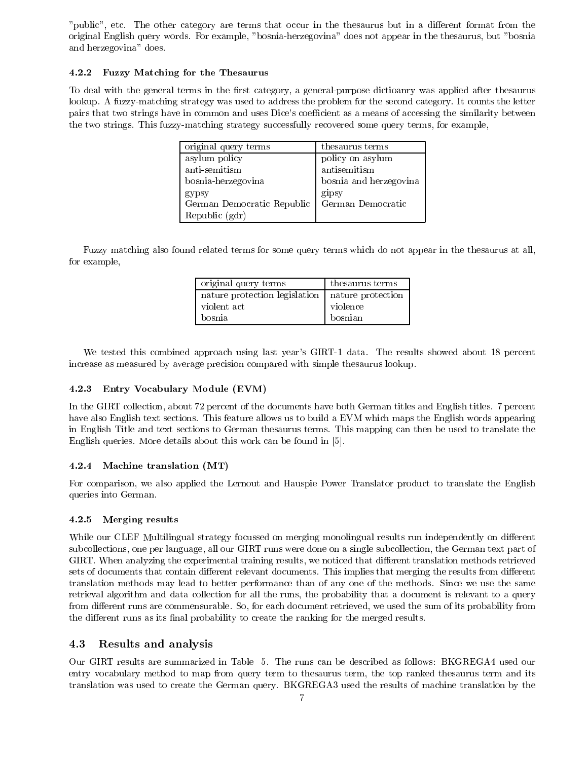"public", etc. The other category are terms that occur in the thesaurus but in a different format from the original English query words. For example, "bosnia-herzegovina" does not appear in the thesaurus, but "bosnia and herzegovina" does.

#### 4.2.2 Fuzzy Matching for the Thesaurus

To deal with the general terms in the first category, a general-purpose dictioanry was applied after thesaurus lookup. A fuzzy-matching strategy was used to address the problem for the second category. It counts the letter pairs that two strings have in common and uses Dice's coefficient as a means of accessing the similarity between the two strings. This fuzzy-matching strategy successfully recovered some query terms, for example,

| original query terms | thesaurus terms |
|---|---|
| asylum policy | policy on asylum |
| anti-semitism | antisemitism |
| bosnia-herzegovina | bosnia and herzegovina |
| gypsy | gipsy |
| German Democratic Republic Republic (gdr) | German Democratic |

Fuzzy matching also found related terms for some query terms which do not appear in the thesaurus at all, for example,

| original query terms | thesaurus terms |
|---|---|
| nature protection legislation | nature protection |
| violent act | violence |
| bosnia | bosnian |

We tested this combined approach using last year's GIRT-1 data. The results showed about 18 percent increase as measured by average precision compared with simple thesaurus lookup.

#### 4.2.3 Entry Vocabulary Module (EVM)

In the GIRT collection, about 72 percent of the documents have both German titles and English titles. 7 percent have also English text sections. This feature allows us to build a EVM which maps the English words appearing in English Title and text sections to German thesaurus terms. This mapping can then be used to translate the English queries. More details about this work can be found in [5].

#### 4.2.4 Machine translation (MT)

For comparison, we also applied the Lernout and Hauspie Power Translator product to translate the English queries into German.

#### 4.2.5 Merging results

While our CLEF Multilingual strategy focussed on merging monolingual results run independently on different subcollections, one per language, all our GIRT runs were done on a single subcollection, the German text part of GIRT. When analyzing the experimental training results, we noticed that different translation methods retrieved sets of documents that contain different relevant documents. This implies that merging the results from different translation methods may lead to better performance than of any one of the methods. Since we use the same retrieval algorithm and data collection for all the runs, the probability that a document is relevant to a query from different runs are commensurable. So, for each document retrieved, we used the sum of its probability from the different runs as its final probability to create the ranking for the merged results.

### 4.3 Results and analysis

Our GIRT results are summarized in Table 5. The runs can be described as follows: BKGREGA4 used our entry vocabulary method to map from query term to thesaurus term, the top ranked thesaurus term and its translation was used to create the German query. BKGREGA3 used the results of machine translation by the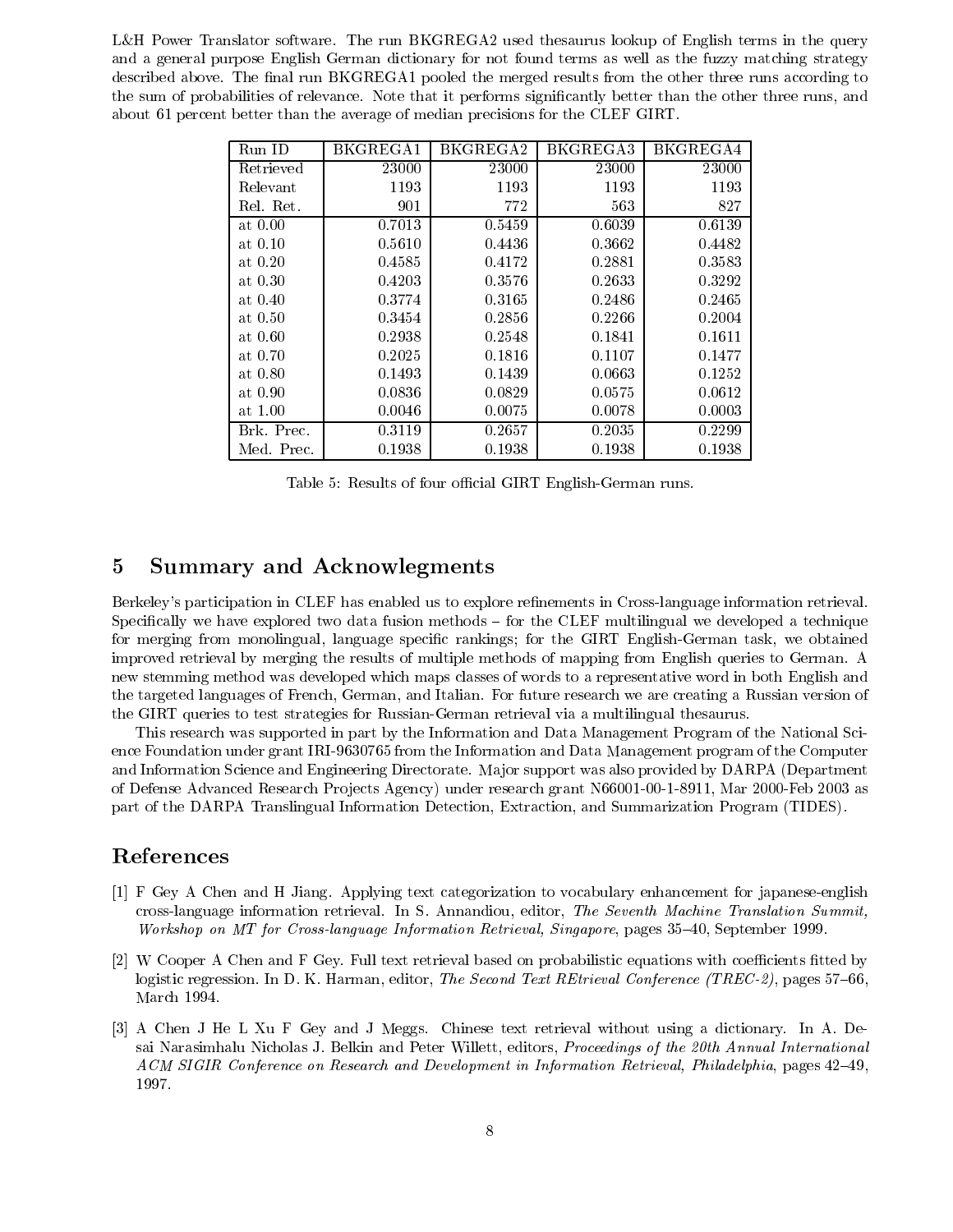L&H Power Translator software. The run BKGREGA2 used thesaurus lookup of English terms in the query and a general purpose English German dictionary for not found terms as well as the fuzzy matching strategy described above. The final run BKGREGA1 pooled the merged results from the other three runs according to the sum of probabilities of relevance. Note that it performs significantly better than the other three runs, and about 61 percent better than the average of median precisions for the CLEF GIRT.

| Run ID | BKGREGA1 | BKGREGA2 | BKGREGA3 | BKGREGA4 |
|---|---|---|---|---|
| Retrieved | 23000 | 23000 | 23000 | 23000 |
| Relevant | 1193 | 1193 | 1193 | 1193 |
| Rel. Ret. | 901 | 772 | 563 | 827 |
| at 0.00 | 0.7013 | 0.5459 | 0.6039 | 0.6139 |
| at 0.10 | 0.5610 | 0.4436 | 0.3662 | 0.4482 |
| at 0.20 | 0.4585 | 0.4172 | 0.2881 | 0.3583 |
| at 0.30 | 0.4203 | 0.3576 | 0.2633 | 0.3292 |
| at 0.40 | 0.3774 | 0.3165 | 0.2486 | 0.2465 |
| at 0.50 | 0.3454 | 0.2856 | 0.2266 | 0.2004 |
| at 0.60 | 0.2938 | 0.2548 | 0.1841 | 0.1611 |
| at 0.70 | 0.2025 | 0.1816 | 0.1107 | 0.1477 |
| at 0.80 | 0.1493 | 0.1439 | 0.0663 | 0.1252 |
| at 0.90 | 0.0836 | 0.0829 | 0.0575 | 0.0612 |
| at 1.00 | 0.0046 | 0.0075 | 0.0078 | 0.0003 |
| Brk. Prec. | 0.3119 | 0.2657 | 0.2035 | 0.2299 |
| Med. Prec. | 0.1938 | 0.1938 | 0.1938 | 0.1938 |

Table 5: Results of four official GIRT English-German runs.

## 5 Summary and Acknowlegments

Berkeley's participation in CLEF has enabled us to explore refinements in Cross-language information retrieval. Specifically we have explored two data fusion methods – for the CLEF multilingual we developed a technique for merging from monolingual, language specific rankings; for the GIRT English-German task, we obtained improved retrieval by merging the results of multiple methods of mapping from English queries to German. A new stemming method was developed which maps classes of words to a representative word in both English and the targeted languages of French, German, and Italian. For future research we are creating a Russian version of the GIRT queries to test strategies for Russian-German retrieval via a multilingual thesaurus.

This research was supported in part by the Information and Data Management Program of the National Science Foundation under grant IRI-9630765 from the Information and Data Management program of the Computer and Information Science and Engineering Directorate. Major support was also provided by DARPA (Department of Defense Advanced Research Projects Agency) under research grant N66001-00-1-8911, Mar 2000-Feb 2003 as part of the DARPA Translingual Information Detection, Extraction, and Summarization Program (TIDES).

## References

[1] F Gey A Chen and H Jiang. Applying text categorization to vocabulary enhancement for japanese-english cross-language information retrieval. In S. Annandiou, editor, *The Seventh Machine Translation Summit, Workshop on MT for Cross-language Information Retrieval, Singapore*, pages 35–40, September 1999.

[2] W Cooper A Chen and F Gey. Full text retrieval based on probabilistic equations with coefficients fitted by logistic regression. In D. K. Harman, editor, *The Second Text REtrieval Conference (TREC-2)*, pages 57–66, March 1994.

[3] A Chen J He L Xu F Gey and J Meggs. Chinese text retrieval without using a dictionary. In A. Desai Narasimhalu Nicholas J. Belkin and Peter Willett, editors, *Proceedings of the 20th Annual International ACM SIGIR Conference on Research and Development in Information Retrieval, Philadelphia*, pages 42–49, 1997.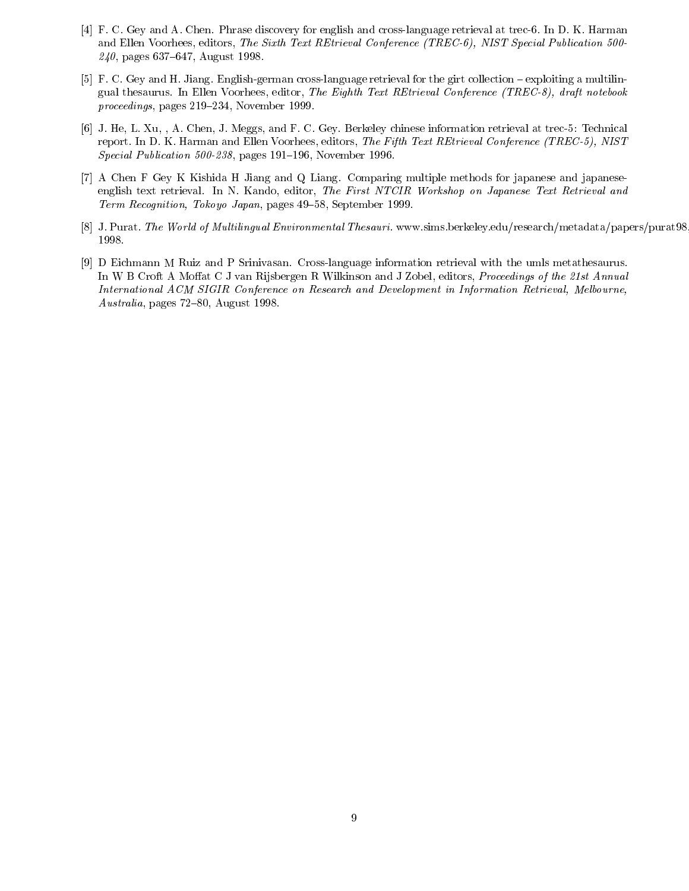[4] F. C. Gey and A. Chen. Phrase discovery for english and cross-language retrieval at trec-6. In D. K. Harman and Ellen Voorhees, editors, *The Sixth Text REtrieval Conference (TREC-6), NIST Special Publication 500-240*, pages 637–647, August 1998.

[5] F. C. Gey and H. Jiang. English-german cross-language retrieval for the girt collection – exploiting a multilingual thesaurus. In Ellen Voorhees, editor, *The Eighth Text REtrieval Conference (TREC-8), draft notebook proceedings*, pages 219–234, November 1999.

[6] J. He, L. Xu, , A. Chen, J. Meggs, and F. C. Gey. Berkeley chinese information retrieval at trec-5: Technical report. In D. K. Harman and Ellen Voorhees, editors, *The Fifth Text REtrieval Conference (TREC-5), NIST Special Publication 500-238*, pages 191–196, November 1996.

[7] A Chen F Gey K Kishida H Jiang and Q Liang. Comparing multiple methods for japanese and japanese-english text retrieval. In N. Kando, editor, *The First NTCIR Workshop on Japanese Text Retrieval and Term Recognition, Tokoyo Japan*, pages 49–58, September 1999.

[8] J. Purat. *The World of Multilingual Environmental Thesauri*. www.sims.berkeley.edu/research/metadata/papers/purat98, 1998.

[9] D Eichmann M Ruiz and P Srinivasan. Cross-language information retrieval with the umls metathesaurus. In W B Croft A Moffat C J van Rijsbergen R Wilkinson and J Zobel, editors, *Proceedings of the 21st Annual International ACM SIGIR Conference on Research and Development in Information Retrieval, Melbourne, Australia*, pages 72–80, August 1998.